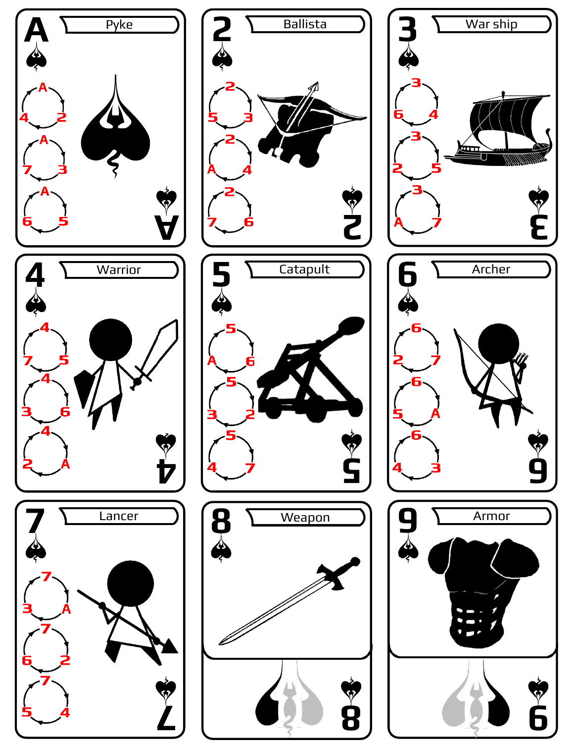A Pyke

A: 4 → 2; 7 → 3; 6 → 5

2 Ballista

2: 5 → 3; A → 4; 7 → 6

3 War ship

3: 6 → 4; 2 → 5; A → 7

4 Warrior

4: 7 → 5; 3 → 6; 2 → A

5 Catapult

5: A → 6; 3 → 2; 4 → 7

6 Archer

6: 2 → 7; 5 → A; 4 → 3

7 Lancer

7: 3 → A; 6 → 2; 5 → 4

8 Weapon

9 Armor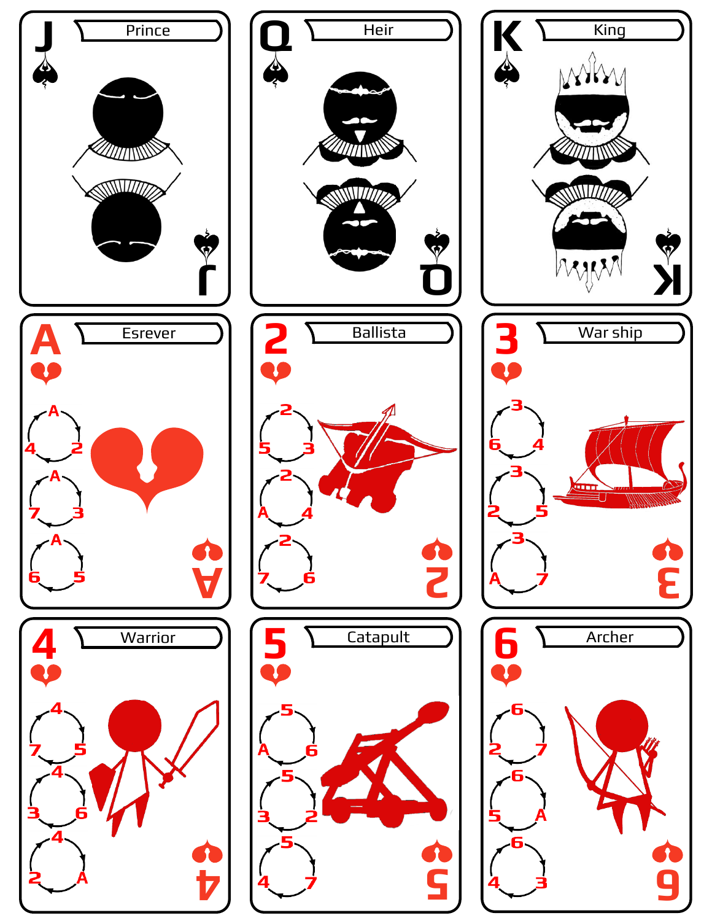## J ♠ — Prince

## Q ♠ — Heir

## K ♠ — King

## A ♥ — Esrever

- A → 2 → 4
- A → 3 → 7
- A → 5 → 6

## 2 ♥ — Ballista

- 2 → 3 → 5
- 2 → 4 → A
- 2 → 6 → 7

## 3 ♥ — War ship

- 3 → 4 → 6
- 3 → 5 → 2
- 3 → 7 → A

## 4 ♥ — Warrior

- 4 → 5 → 7
- 4 → 6 → 3
- 4 → A → 2

## 5 ♥ — Catapult

- 5 → 6 → A
- 5 → 2 → 3
- 5 → 7 → 4

## 6 ♥ — Archer

- 6 → 7 → 2
- 6 → A → 5
- 6 → 3 → 4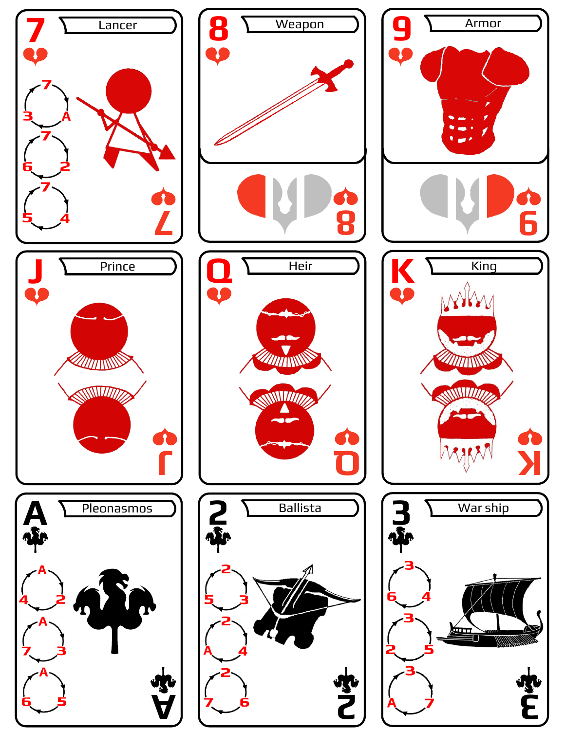7 Lancer

7 → A → 3
7 → 2 → 6
7 → 4 → 5

8 Weapon

9 Armor

J Prince

Q Heir

K King

A Pleonasmos

A → 2 → 4
A → 3 → 7
A → 5 → 6

2 Ballista

2 → 3 → 5
2 → 4 → A
2 → 6 → 7

3 War ship

3 → 4 → 6
3 → 5 → 2
3 → 7 → A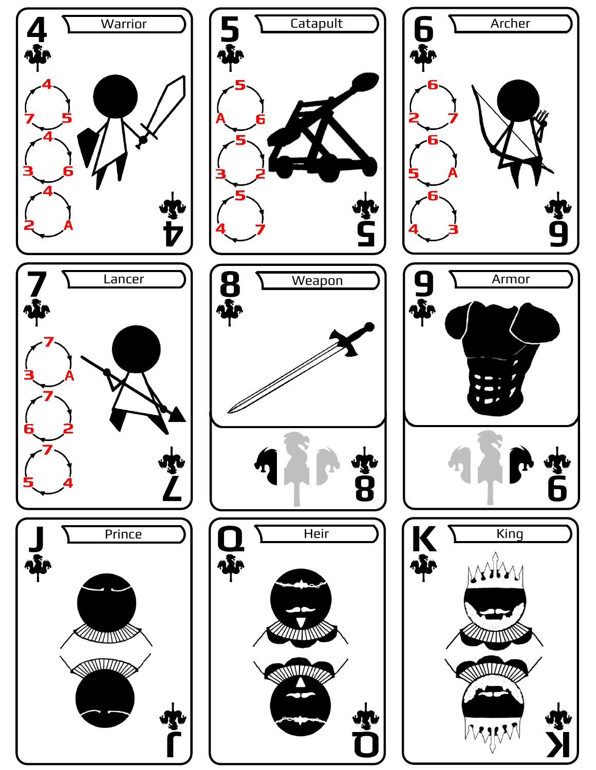4 Warrior

4 / 7 / 5

4 / 3 / 6

4 / 2 / A

5 Catapult

5 / A / 6

5 / 3 / 2

5 / 4 / 7

6 Archer

6 / 2 / 7

6 / 5 / A

6 / 4 / 3

7 Lancer

7 / 3 / A

7 / 6 / 2

7 / 5 / 4

8 Weapon

9 Armor

J Prince

Q Heir

K King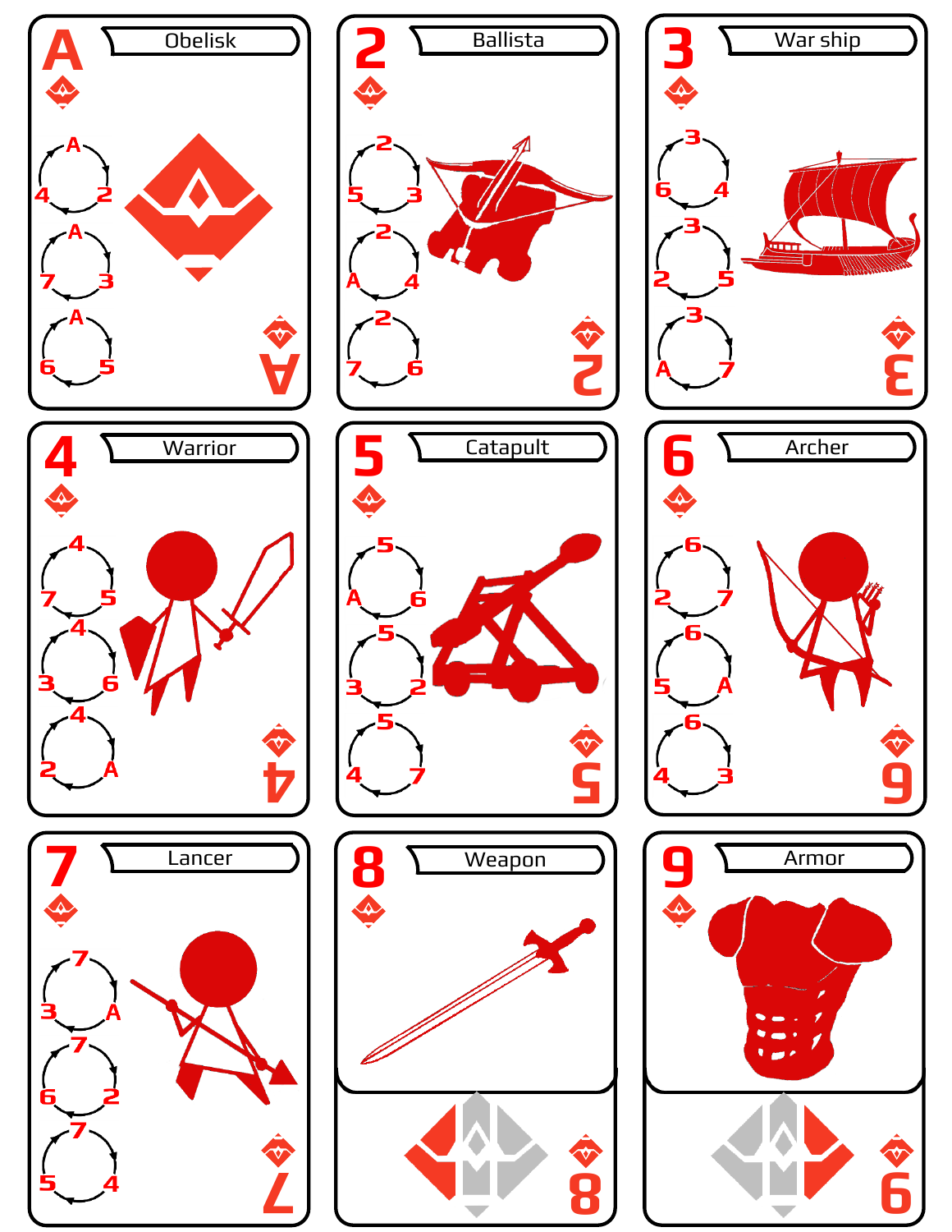A
Obelisk

A → 2 → 4
A → 3 → 7
A → 5 → 6

A

2
Ballista

2 → 3 → 5
2 → 4 → A
2 → 6 → 7

2

3
War ship

3 → 4 → 6
3 → 5 → 2
3 → 7 → A

3

4
Warrior

4 → 5 → 7
4 → 6 → 3
4 → A → 2

4

5
Catapult

5 → 6 → A
5 → 2 → 3
5 → 7 → 4

5

6
Archer

6 → 7 → 2
6 → A → 5
6 → 3 → 4

6

7
Lancer

7 → A → 3
7 → 2 → 6
7 → 4 → 5

7

8
Weapon

8

9
Armor

9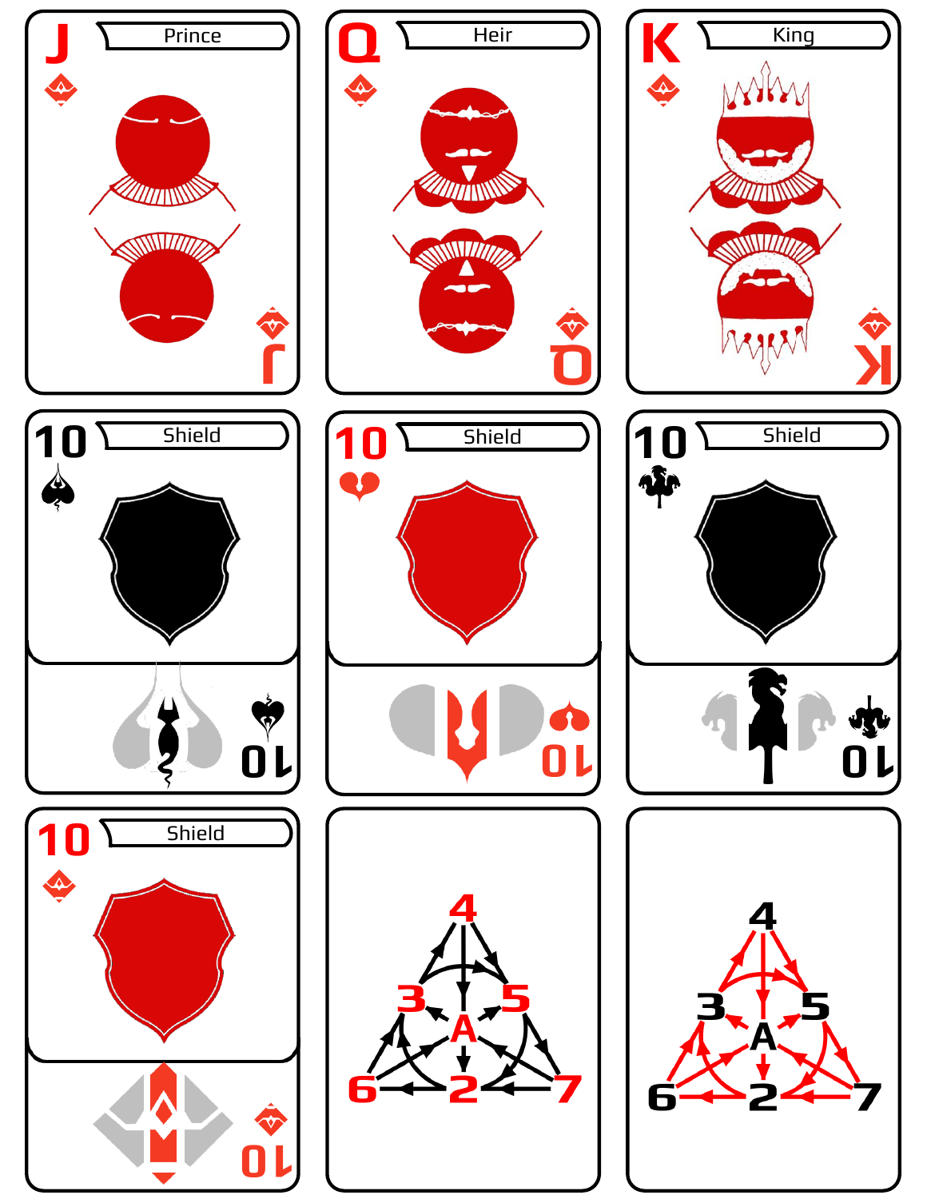J Prince

Q Heir

K King

10 Shield

10 Shield

10 Shield

10 Shield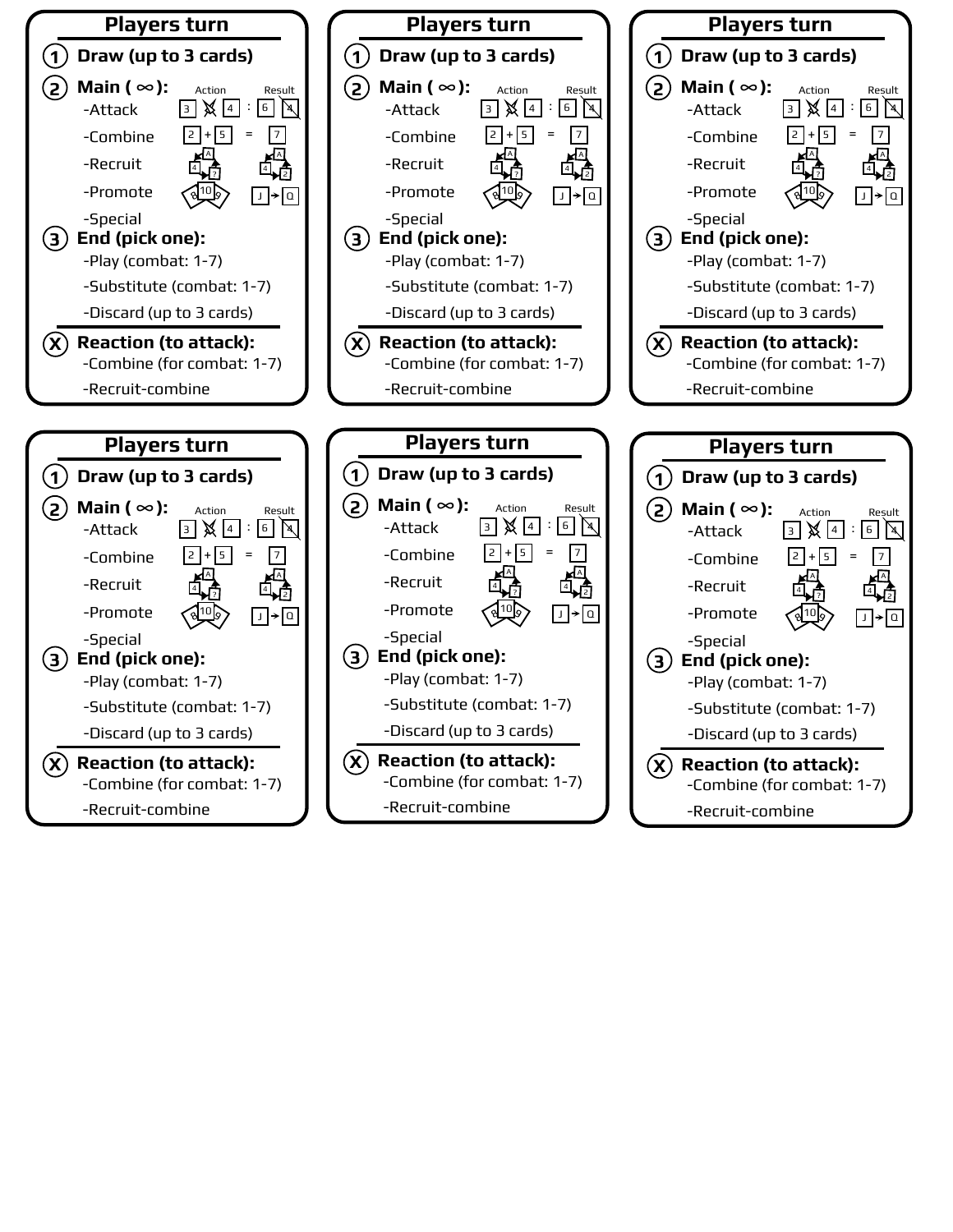## Players turn

1. **Draw (up to 3 cards)**
2. **Main ( ∞ ):**
   - -Attack
   - -Combine
   - -Recruit
   - -Promote
   - -Special

Action | Result

3 ⚔ 4 : 6 4

2 + 5 = 7

J → Q

3. **End (pick one):**
   - -Play (combat: 1-7)
   - -Substitute (combat: 1-7)
   - -Discard (up to 3 cards)

X. **Reaction (to attack):**
   - -Combine (for combat: 1-7)
   - -Recruit-combine

## Players turn

1. **Draw (up to 3 cards)**
2. **Main ( ∞ ):**
   - -Attack
   - -Combine
   - -Recruit
   - -Promote
   - -Special

Action | Result

3 ⚔ 4 : 6 4

2 + 5 = 7

J → Q

3. **End (pick one):**
   - -Play (combat: 1-7)
   - -Substitute (combat: 1-7)
   - -Discard (up to 3 cards)

X. **Reaction (to attack):**
   - -Combine (for combat: 1-7)
   - -Recruit-combine

## Players turn

1. **Draw (up to 3 cards)**
2. **Main ( ∞ ):**
   - -Attack
   - -Combine
   - -Recruit
   - -Promote
   - -Special

Action | Result

3 ⚔ 4 : 6 4

2 + 5 = 7

J → Q

3. **End (pick one):**
   - -Play (combat: 1-7)
   - -Substitute (combat: 1-7)
   - -Discard (up to 3 cards)

X. **Reaction (to attack):**
   - -Combine (for combat: 1-7)
   - -Recruit-combine

## Players turn

1. **Draw (up to 3 cards)**
2. **Main ( ∞ ):**
   - -Attack
   - -Combine
   - -Recruit
   - -Promote
   - -Special

Action | Result

3 ⚔ 4 : 6 4

2 + 5 = 7

J → Q

3. **End (pick one):**
   - -Play (combat: 1-7)
   - -Substitute (combat: 1-7)
   - -Discard (up to 3 cards)

X. **Reaction (to attack):**
   - -Combine (for combat: 1-7)
   - -Recruit-combine

## Players turn

1. **Draw (up to 3 cards)**
2. **Main ( ∞ ):**
   - -Attack
   - -Combine
   - -Recruit
   - -Promote
   - -Special

Action | Result

3 ⚔ 4 : 6 4

2 + 5 = 7

J → Q

3. **End (pick one):**
   - -Play (combat: 1-7)
   - -Substitute (combat: 1-7)
   - -Discard (up to 3 cards)

X. **Reaction (to attack):**
   - -Combine (for combat: 1-7)
   - -Recruit-combine

## Players turn

1. **Draw (up to 3 cards)**
2. **Main ( ∞ ):**
   - -Attack
   - -Combine
   - -Recruit
   - -Promote
   - -Special

Action | Result

3 ⚔ 4 : 6 4

2 + 5 = 7

J → Q

3. **End (pick one):**
   - -Play (combat: 1-7)
   - -Substitute (combat: 1-7)
   - -Discard (up to 3 cards)

X. **Reaction (to attack):**
   - -Combine (for combat: 1-7)
   - -Recruit-combine